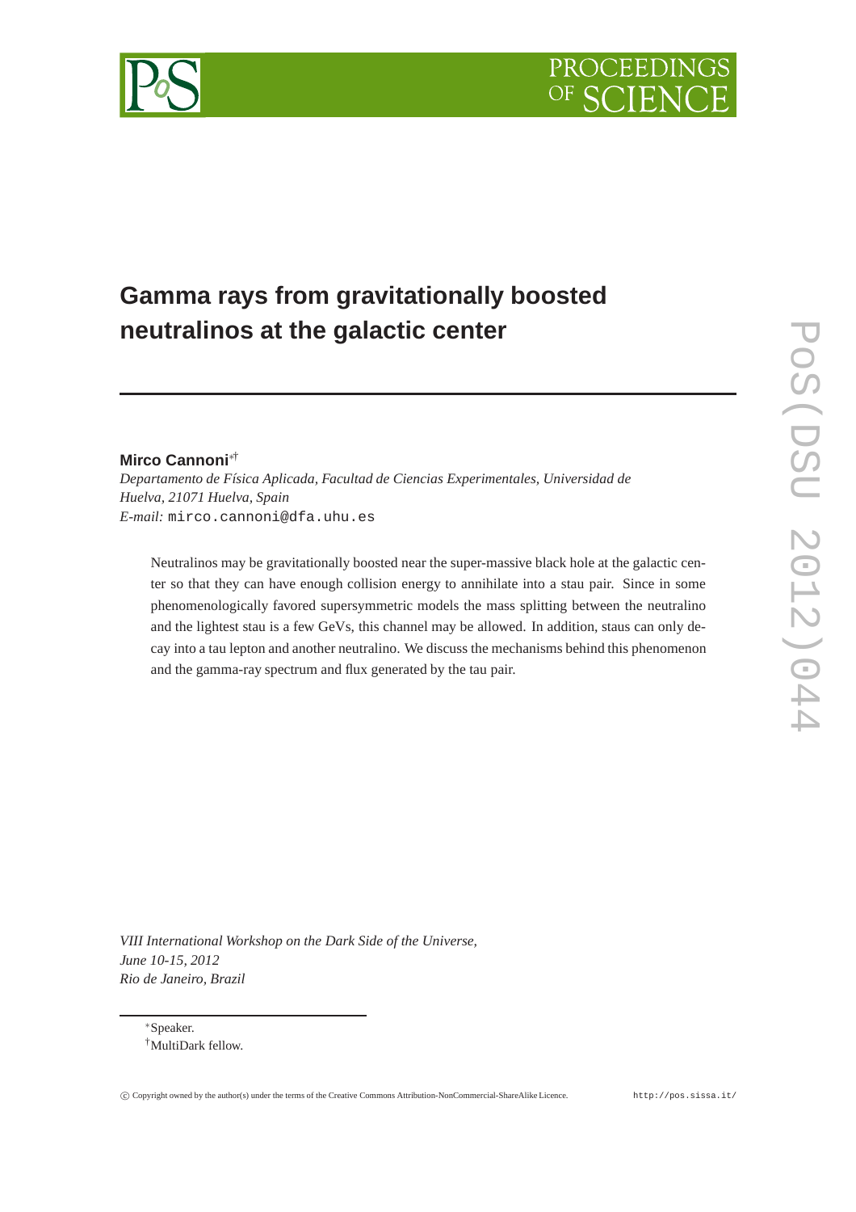# Gamma rays from gravitationally boosted neutralinos at the galactic center

**Mirco Cannoni**[∗†]

*Departamento de Física Aplicada, Facultad de Ciencias Experimentales, Universidad de Huelva, 21071 Huelva, Spain*
*E-mail:* mirco.cannoni@dfa.uhu.es

Neutralinos may be gravitationally boosted near the super-massive black hole at the galactic center so that they can have enough collision energy to annihilate into a stau pair. Since in some phenomenologically favored supersymmetric models the mass splitting between the neutralino and the lightest stau is a few GeVs, this channel may be allowed. In addition, staus can only decay into a tau lepton and another neutralino. We discuss the mechanisms behind this phenomenon and the gamma-ray spectrum and flux generated by the tau pair.

*VIII International Workshop on the Dark Side of the Universe,*
*June 10-15, 2012*
*Rio de Janeiro, Brazil*

[∗]Speaker.
[†]MultiDark fellow.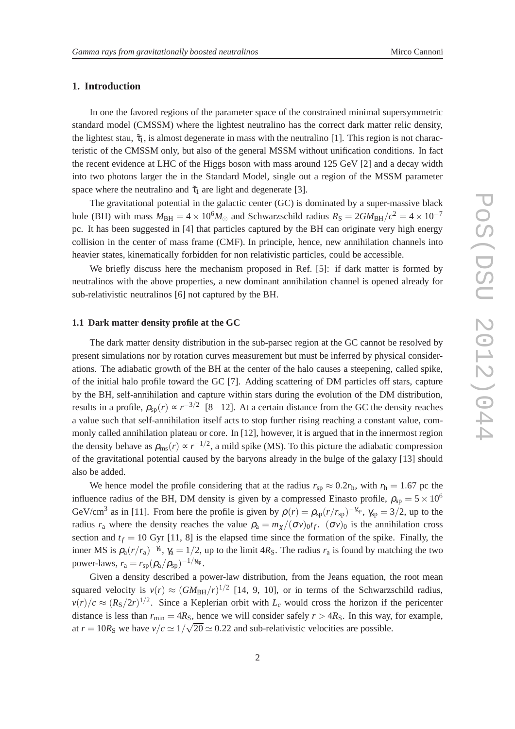## 1. Introduction

In one the favored regions of the parameter space of the constrained minimal supersymmetric standard model (CMSSM) where the lightest neutralino has the correct dark matter relic density, the lightest stau, $\tilde{\tau}_1$, is almost degenerate in mass with the neutralino [1]. This region is not characteristic of the CMSSM only, but also of the general MSSM without unification conditions. In fact the recent evidence at LHC of the Higgs boson with mass around 125 GeV [2] and a decay width into two photons larger the in the Standard Model, single out a region of the MSSM parameter space where the neutralino and $\tilde{\tau}_1$ are light and degenerate [3].

The gravitational potential in the galactic center (GC) is dominated by a super-massive black hole (BH) with mass $M_{\rm BH} = 4\times 10^6 M_\odot$ and Schwarzschild radius $R_{\rm S} = 2GM_{\rm BH}/c^2 = 4\times 10^{-7}$ pc. It has been suggested in [4] that particles captured by the BH can originate very high energy collision in the center of mass frame (CMF). In principle, hence, new annihilation channels into heavier states, kinematically forbidden for non relativistic particles, could be accessible.

We briefly discuss here the mechanism proposed in Ref. [5]: if dark matter is formed by neutralinos with the above properties, a new dominant annihilation channel is opened already for sub-relativistic neutralinos [6] not captured by the BH.

### 1.1 Dark matter density profile at the GC

The dark matter density distribution in the sub-parsec region at the GC cannot be resolved by present simulations nor by rotation curves measurement but must be inferred by physical considerations. The adiabatic growth of the BH at the center of the halo causes a steepening, called spike, of the initial halo profile toward the GC [7]. Adding scattering of DM particles off stars, capture by the BH, self-annihilation and capture within stars during the evolution of the DM distribution, results in a profile, $\rho_{\rm sp}(r) \propto r^{-3/2}$ [8–12]. At a certain distance from the GC the density reaches a value such that self-annihilation itself acts to stop further rising reaching a constant value, commonly called annihilation plateau or core. In [12], however, it is argued that in the innermost region the density behave as $\rho_{\rm ms}(r) \propto r^{-1/2}$, a mild spike (MS). To this picture the adiabatic compression of the gravitational potential caused by the baryons already in the bulge of the galaxy [13] should also be added.

We hence model the profile considering that at the radius $r_{\rm sp} \approx 0.2 r_{\rm h}$, with $r_{\rm h} = 1.67$ pc the influence radius of the BH, DM density is given by a compressed Einasto profile, $\rho_{\rm sp} = 5\times 10^6$ GeV/cm$^3$ as in [11]. From here the profile is given by $\rho(r) = \rho_{\rm sp}(r/r_{\rm sp})^{-\gamma_{\rm sp}}$, $\gamma_{\rm sp} = 3/2$, up to the radius $r_{\rm a}$ where the density reaches the value $\rho_{\rm a} = m_\chi/(\sigma v)_0 t_f$. $(\sigma v)_0$ is the annihilation cross section and $t_f = 10$ Gyr [11, 8] is the elapsed time since the formation of the spike. Finally, the inner MS is $\rho_{\rm a}(r/r_{\rm a})^{-\gamma_{\rm a}}$, $\gamma_{\rm a} = 1/2$, up to the limit $4R_{\rm S}$. The radius $r_{\rm a}$ is found by matching the two power-laws, $r_{\rm a} = r_{\rm sp}(\rho_{\rm a}/\rho_{\rm sp})^{-1/\gamma_{\rm sp}}$.

Given a density described a power-law distribution, from the Jeans equation, the root mean squared velocity is $v(r) \approx (GM_{\rm BH}/r)^{1/2}$ [14, 9, 10], or in terms of the Schwarzschild radius, $v(r)/c \approx (R_{\rm S}/2r)^{1/2}$. Since a Keplerian orbit with $L_c$ would cross the horizon if the pericenter distance is less than $r_{\rm min} = 4R_{\rm S}$, hence we will consider safely $r > 4R_{\rm S}$. In this way, for example, at $r = 10R_{\rm S}$ we have $v/c \simeq 1/\sqrt{20} \simeq 0.22$ and sub-relativistic velocities are possible.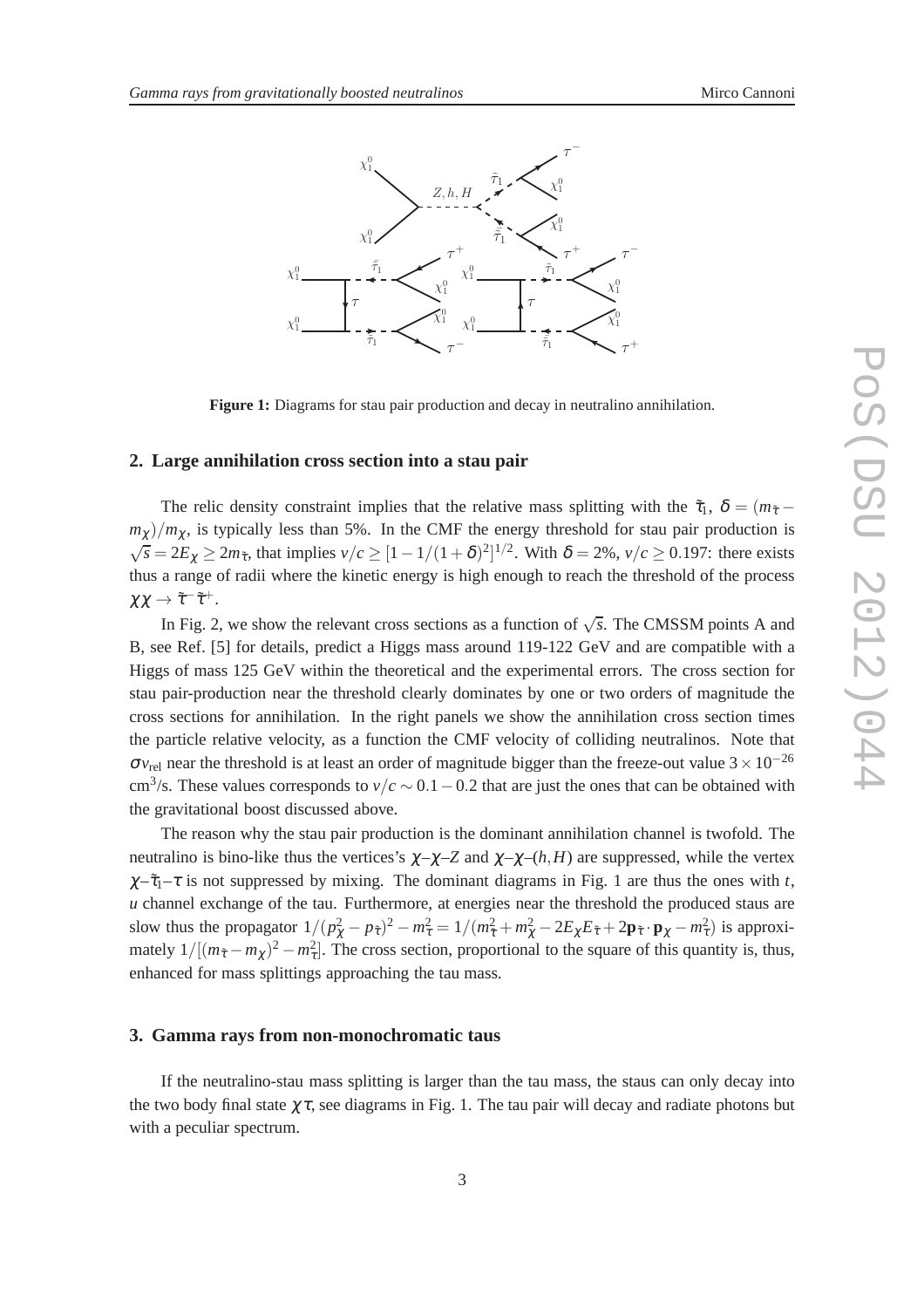**Figure 1:** Diagrams for stau pair production and decay in neutralino annihilation.

## 2. Large annihilation cross section into a stau pair

The relic density constraint implies that the relative mass splitting with the $\tilde{\tau}_1$, $\delta = (m_{\tilde{\tau}} - m_\chi)/m_\chi$, is typically less than 5%. In the CMF the energy threshold for stau pair production is $\sqrt{s} = 2E_\chi \geq 2m_{\tilde{\tau}}$, that implies $v/c \geq [1 - 1/(1+\delta)^2]^{1/2}$. With $\delta = 2\%$, $v/c \geq 0.197$: there exists thus a range of radii where the kinetic energy is high enough to reach the threshold of the process $\chi\chi \to \tilde{\tau}^- \tilde{\tau}^+$.

In Fig. 2, we show the relevant cross sections as a function of $\sqrt{s}$. The CMSSM points A and B, see Ref. [5] for details, predict a Higgs mass around 119-122 GeV and are compatible with a Higgs of mass 125 GeV within the theoretical and the experimental errors. The cross section for stau pair-production near the threshold clearly dominates by one or two orders of magnitude the cross sections for annihilation. In the right panels we show the annihilation cross section times the particle relative velocity, as a function the CMF velocity of colliding neutralinos. Note that $\sigma v_{\rm rel}$ near the threshold is at least an order of magnitude bigger than the freeze-out value $3 \times 10^{-26}$ cm$^3$/s. These values corresponds to $v/c \sim 0.1 - 0.2$ that are just the ones that can be obtained with the gravitational boost discussed above.

The reason why the stau pair production is the dominant annihilation channel is twofold. The neutralino is bino-like thus the vertices's $\chi$–$\chi$–$Z$ and $\chi$–$\chi$–$(h,H)$ are suppressed, while the vertex $\chi$–$\tilde{\tau}_1$–$\tau$ is not suppressed by mixing. The dominant diagrams in Fig. 1 are thus the ones with $t$, $u$ channel exchange of the tau. Furthermore, at energies near the threshold the produced staus are slow thus the propagator $1/(p_\chi^2 - p_{\tilde{\tau}})^2 - m_\tau^2 = 1/(m_{\tilde{\tau}}^2 + m_\chi^2 - 2E_\chi E_{\tilde{\tau}} + 2\mathbf{p}_{\tilde{\tau}} \cdot \mathbf{p}_\chi - m_\tau^2)$ is approximately $1/[(m_{\tilde{\tau}} - m_\chi)^2 - m_\tau^2]$. The cross section, proportional to the square of this quantity is, thus, enhanced for mass splittings approaching the tau mass.

## 3. Gamma rays from non-monochromatic taus

If the neutralino-stau mass splitting is larger than the tau mass, the staus can only decay into the two body final state $\chi\tau$, see diagrams in Fig. 1. The tau pair will decay and radiate photons but with a peculiar spectrum.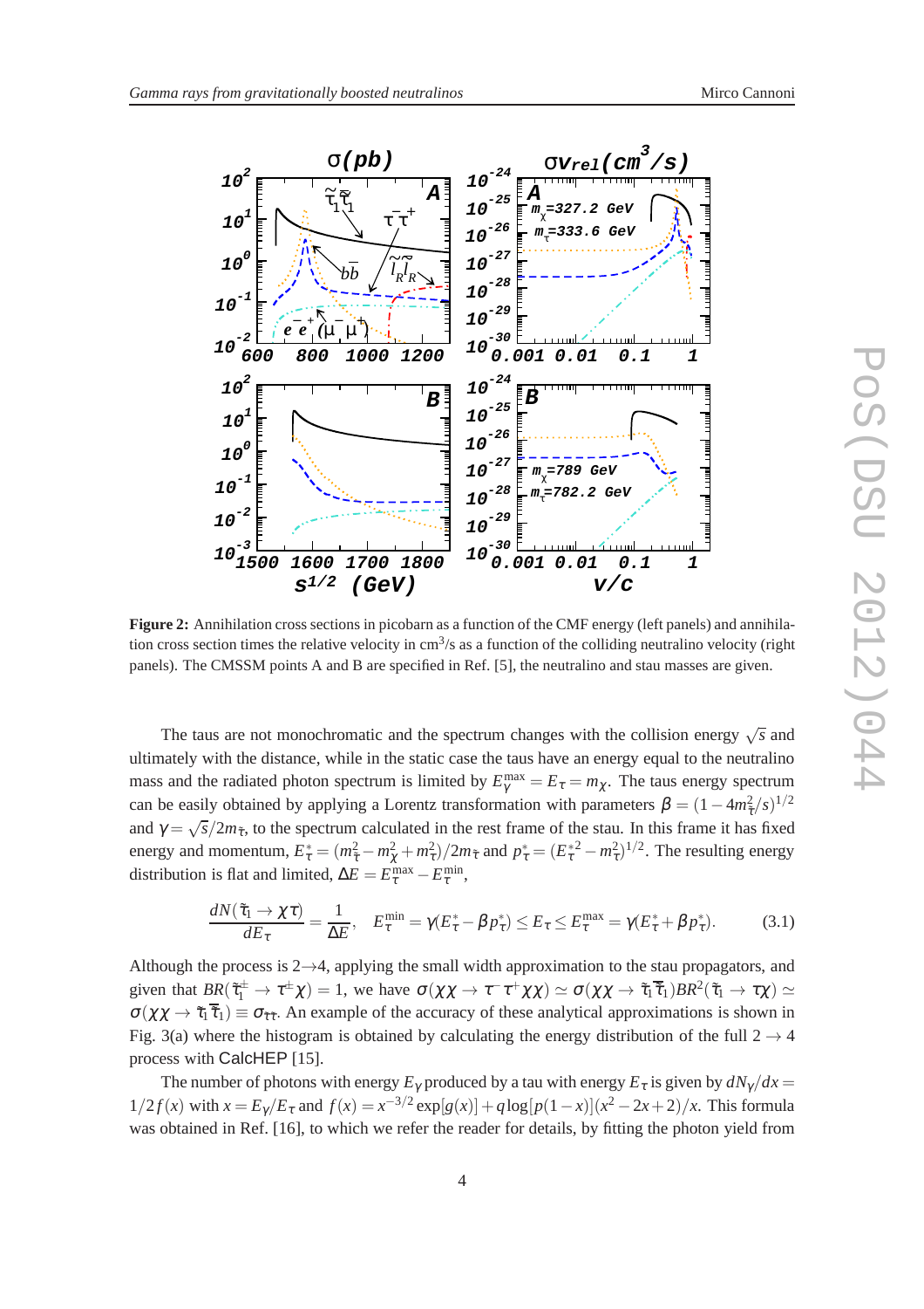**Figure 2:** Annihilation cross sections in picobarn as a function of the CMF energy (left panels) and annihilation cross section times the relative velocity in cm$^3$/s as a function of the colliding neutralino velocity (right panels). The CMSSM points A and B are specified in Ref. [5], the neutralino and stau masses are given.

The taus are not monochromatic and the spectrum changes with the collision energy $\sqrt{s}$ and ultimately with the distance, while in the static case the taus have an energy equal to the neutralino mass and the radiated photon spectrum is limited by $E_\gamma^{\max} = E_\tau = m_\chi$. The taus energy spectrum can be easily obtained by applying a Lorentz transformation with parameters $\beta = (1 - 4m_{\tilde{\tau}}^2/s)^{1/2}$ and $\gamma = \sqrt{s}/2m_{\tilde{\tau}}$, to the spectrum calculated in the rest frame of the stau. In this frame it has fixed energy and momentum, $E_\tau^* = (m_{\tilde{\tau}}^2 - m_\chi^2 + m_\tau^2)/2m_{\tilde{\tau}}$ and $p_\tau^* = (E_\tau^{*2} - m_\tau^2)^{1/2}$. The resulting energy distribution is flat and limited, $\Delta E = E_\tau^{\max} - E_\tau^{\min}$,

$$\frac{dN(\tilde{\tau}_1 \to \chi\tau)}{dE_\tau} = \frac{1}{\Delta E}, \quad E_\tau^{\min} = \gamma(E_\tau^* - \beta p_\tau^*) \leq E_\tau \leq E_\tau^{\max} = \gamma(E_\tau^* + \beta p_\tau^*). \tag{3.1}$$

Although the process is 2→4, applying the small width approximation to the stau propagators, and given that $BR(\tilde{\tau}_1^\pm \to \tau^\pm\chi) = 1$, we have $\sigma(\chi\chi \to \tau^-\tau^+\chi\chi) \simeq \sigma(\chi\chi \to \tilde{\tau}_1\bar{\tilde{\tau}}_1)BR^2(\tilde{\tau}_1 \to \tau\chi) \simeq \sigma(\chi\chi \to \tilde{\tau}_1\bar{\tilde{\tau}}_1) \equiv \sigma_{\tilde{\tau}\tilde{\tau}}$. An example of the accuracy of these analytical approximations is shown in Fig. 3(a) where the histogram is obtained by calculating the energy distribution of the full $2 \to 4$ process with CalcHEP [15].

The number of photons with energy $E_\gamma$ produced by a tau with energy $E_\tau$ is given by $dN_\gamma/dx = 1/2 f(x)$ with $x = E_\gamma/E_\tau$ and $f(x) = x^{-3/2}\exp[g(x)] + q\log[p(1-x)](x^2 - 2x + 2)/x$. This formula was obtained in Ref. [16], to which we refer the reader for details, by fitting the photon yield from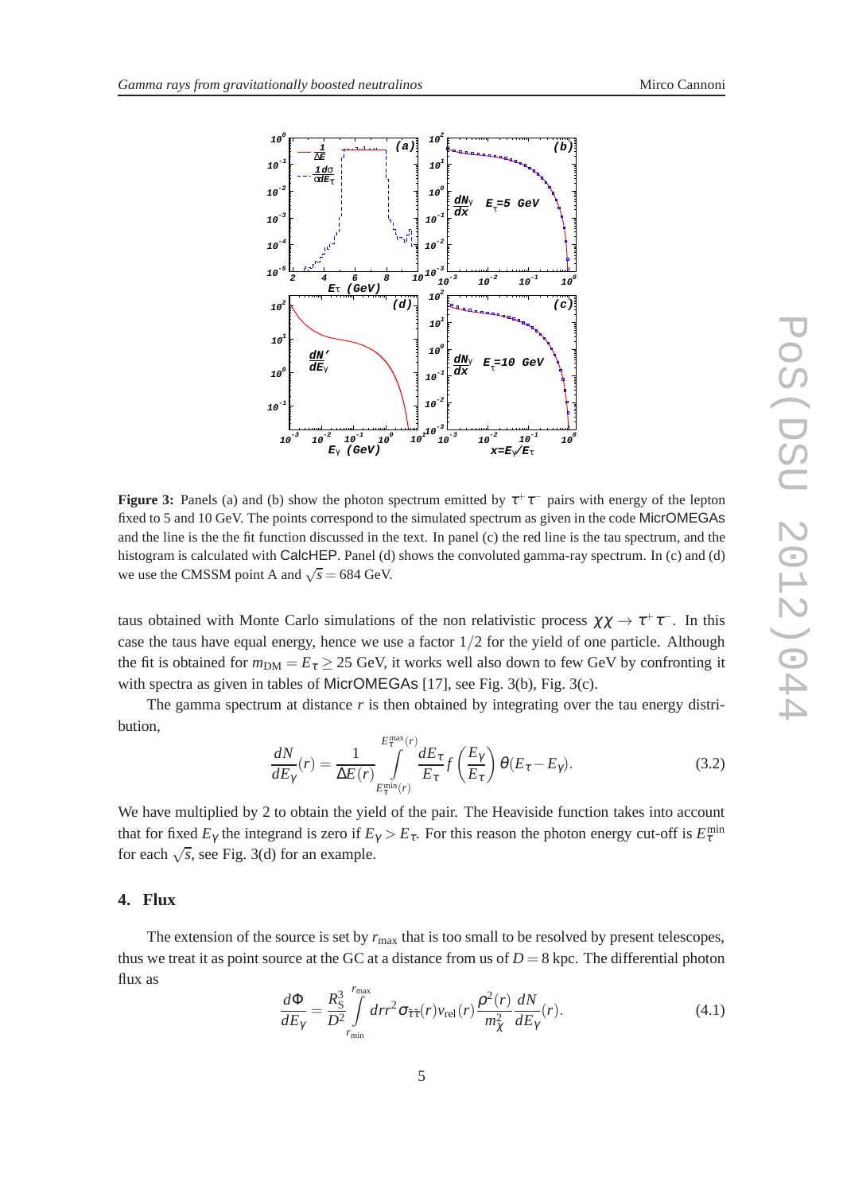**Figure 3:** Panels (a) and (b) show the photon spectrum emitted by $\tau^+\tau^-$ pairs with energy of the lepton fixed to 5 and 10 GeV. The points correspond to the simulated spectrum as given in the code MicrOMEGAs and the line is the the fit function discussed in the text. In panel (c) the red line is the tau spectrum, and the histogram is calculated with CalcHEP. Panel (d) shows the convoluted gamma-ray spectrum. In (c) and (d) we use the CMSSM point A and $\sqrt{s} = 684$ GeV.

taus obtained with Monte Carlo simulations of the non relativistic process $\chi\chi \to \tau^+\tau^-$. In this case the taus have equal energy, hence we use a factor $1/2$ for the yield of one particle. Although the fit is obtained for $m_{\rm DM} = E_\tau \geq 25$ GeV, it works well also down to few GeV by confronting it with spectra as given in tables of MicrOMEGAs [17], see Fig. 3(b), Fig. 3(c).

The gamma spectrum at distance $r$ is then obtained by integrating over the tau energy distribution,

$$\frac{dN}{dE_\gamma}(r) = \frac{1}{\Delta E(r)} \int_{E_\tau^{\rm min}(r)}^{E_\tau^{\rm max}(r)} \frac{dE_\tau}{E_\tau} f\left(\frac{E_\gamma}{E_\tau}\right) \theta(E_\tau - E_\gamma). \tag{3.2}$$

We have multiplied by 2 to obtain the yield of the pair. The Heaviside function takes into account that for fixed $E_\gamma$ the integrand is zero if $E_\gamma > E_\tau$. For this reason the photon energy cut-off is $E_\tau^{\rm min}$ for each $\sqrt{s}$, see Fig. 3(d) for an example.

## 4. Flux

The extension of the source is set by $r_{\rm max}$ that is too small to be resolved by present telescopes, thus we treat it as point source at the GC at a distance from us of $D = 8$ kpc. The differential photon flux as

$$\frac{d\Phi}{dE_\gamma} = \frac{R_S^3}{D^2} \int_{r_{\rm min}}^{r_{\rm max}} dr r^2 \sigma_{\tilde{\tau}\tilde{\tau}}(r) v_{\rm rel}(r) \frac{\rho^2(r)}{m_\chi^2} \frac{dN}{dE_\gamma}(r). \tag{4.1}$$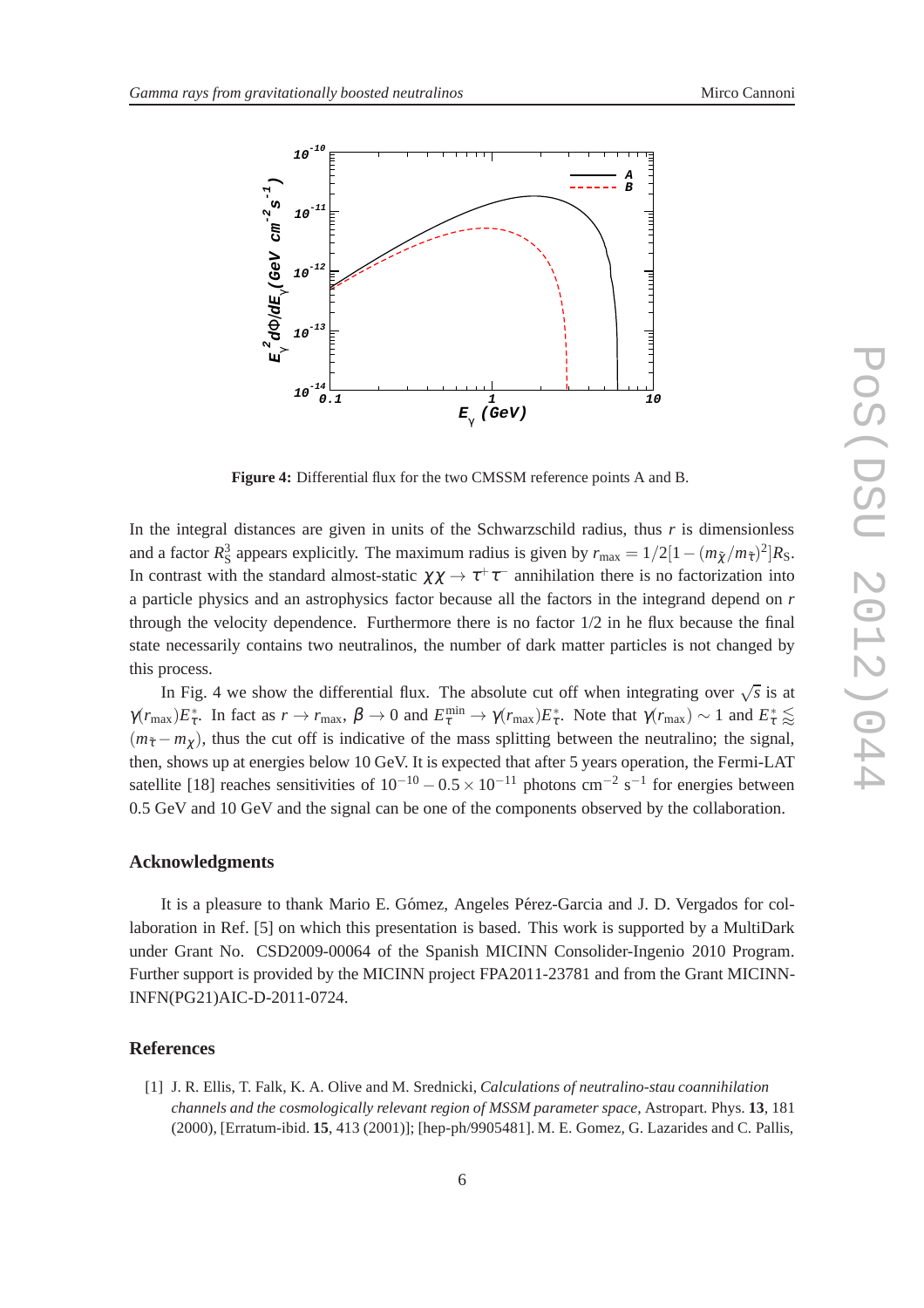**Figure 4:** Differential flux for the two CMSSM reference points A and B.

In the integral distances are given in units of the Schwarzschild radius, thus $r$ is dimensionless and a factor $R_S^3$ appears explicitly. The maximum radius is given by $r_{\max} = 1/2[1-(m_{\tilde{\chi}}/m_{\tilde{\tau}})^2]R_S$. In contrast with the standard almost-static $\chi\chi \to \tau^+\tau^-$ annihilation there is no factorization into a particle physics and an astrophysics factor because all the factors in the integrand depend on $r$ through the velocity dependence. Furthermore there is no factor 1/2 in he flux because the final state necessarily contains two neutralinos, the number of dark matter particles is not changed by this process.

In Fig. 4 we show the differential flux. The absolute cut off when integrating over $\sqrt{s}$ is at $\gamma(r_{\max})E^*_{\tau}$. In fact as $r \to r_{\max}$, $\beta \to 0$ and $E^{\min}_{\tau} \to \gamma(r_{\max})E^*_{\tau}$. Note that $\gamma(r_{\max}) \sim 1$ and $E^*_{\tau} \lessapprox (m_{\tilde{\tau}} - m_{\chi})$, thus the cut off is indicative of the mass splitting between the neutralino; the signal, then, shows up at energies below 10 GeV. It is expected that after 5 years operation, the Fermi-LAT satellite [18] reaches sensitivities of $10^{-10} - 0.5 \times 10^{-11}$ photons cm$^{-2}$ s$^{-1}$ for energies between 0.5 GeV and 10 GeV and the signal can be one of the components observed by the collaboration.

## Acknowledgments

It is a pleasure to thank Mario E. Gómez, Angeles Pérez-Garcia and J. D. Vergados for collaboration in Ref. [5] on which this presentation is based. This work is supported by a MultiDark under Grant No. CSD2009-00064 of the Spanish MICINN Consolider-Ingenio 2010 Program. Further support is provided by the MICINN project FPA2011-23781 and from the Grant MICINN-INFN(PG21)AIC-D-2011-0724.

## References

[1] J. R. Ellis, T. Falk, K. A. Olive and M. Srednicki, *Calculations of neutralino-stau coannihilation channels and the cosmologically relevant region of MSSM parameter space*, Astropart. Phys. **13**, 181 (2000), [Erratum-ibid. **15**, 413 (2001)]; [hep-ph/9905481]. M. E. Gomez, G. Lazarides and C. Pallis,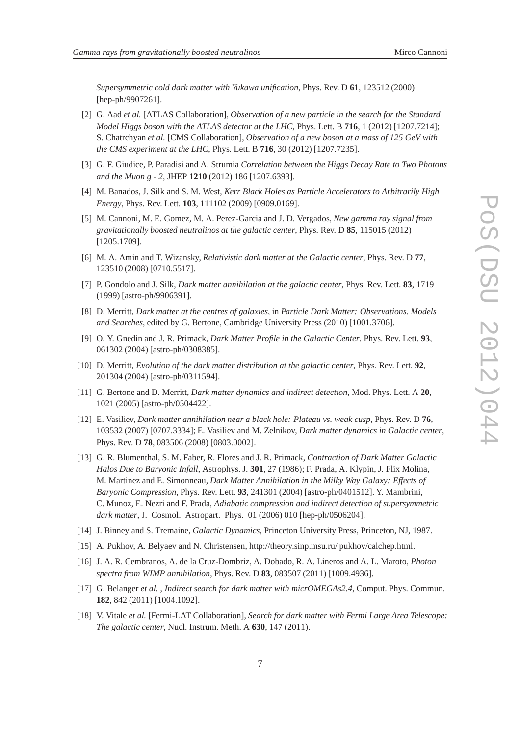*Supersymmetric cold dark matter with Yukawa unification*, Phys. Rev. D **61**, 123512 (2000) [hep-ph/9907261].

[2] G. Aad *et al.* [ATLAS Collaboration], *Observation of a new particle in the search for the Standard Model Higgs boson with the ATLAS detector at the LHC*, Phys. Lett. B **716**, 1 (2012) [1207.7214]; S. Chatrchyan *et al.* [CMS Collaboration], *Observation of a new boson at a mass of 125 GeV with the CMS experiment at the LHC*, Phys. Lett. B **716**, 30 (2012) [1207.7235].

[3] G. F. Giudice, P. Paradisi and A. Strumia *Correlation between the Higgs Decay Rate to Two Photons and the Muon g - 2*, JHEP **1210** (2012) 186 [1207.6393].

[4] M. Banados, J. Silk and S. M. West, *Kerr Black Holes as Particle Accelerators to Arbitrarily High Energy*, Phys. Rev. Lett. **103**, 111102 (2009) [0909.0169].

[5] M. Cannoni, M. E. Gomez, M. A. Perez-Garcia and J. D. Vergados, *New gamma ray signal from gravitationally boosted neutralinos at the galactic center*, Phys. Rev. D **85**, 115015 (2012) [1205.1709].

[6] M. A. Amin and T. Wizansky, *Relativistic dark matter at the Galactic center*, Phys. Rev. D **77**, 123510 (2008) [0710.5517].

[7] P. Gondolo and J. Silk, *Dark matter annihilation at the galactic center*, Phys. Rev. Lett. **83**, 1719 (1999) [astro-ph/9906391].

[8] D. Merritt, *Dark matter at the centres of galaxies*, in *Particle Dark Matter: Observations, Models and Searches*, edited by G. Bertone, Cambridge University Press (2010) [1001.3706].

[9] O. Y. Gnedin and J. R. Primack, *Dark Matter Profile in the Galactic Center*, Phys. Rev. Lett. **93**, 061302 (2004) [astro-ph/0308385].

[10] D. Merritt, *Evolution of the dark matter distribution at the galactic center*, Phys. Rev. Lett. **92**, 201304 (2004) [astro-ph/0311594].

[11] G. Bertone and D. Merritt, *Dark matter dynamics and indirect detection*, Mod. Phys. Lett. A **20**, 1021 (2005) [astro-ph/0504422].

[12] E. Vasiliev, *Dark matter annihilation near a black hole: Plateau vs. weak cusp*, Phys. Rev. D **76**, 103532 (2007) [0707.3334]; E. Vasiliev and M. Zelnikov, *Dark matter dynamics in Galactic center*, Phys. Rev. D **78**, 083506 (2008) [0803.0002].

[13] G. R. Blumenthal, S. M. Faber, R. Flores and J. R. Primack, *Contraction of Dark Matter Galactic Halos Due to Baryonic Infall*, Astrophys. J. **301**, 27 (1986); F. Prada, A. Klypin, J. Flix Molina, M. Martinez and E. Simonneau, *Dark Matter Annihilation in the Milky Way Galaxy: Effects of Baryonic Compression*, Phys. Rev. Lett. **93**, 241301 (2004) [astro-ph/0401512]. Y. Mambrini, C. Munoz, E. Nezri and F. Prada, *Adiabatic compression and indirect detection of supersymmetric dark matter*, J. Cosmol. Astropart. Phys. 01 (2006) 010 [hep-ph/0506204].

[14] J. Binney and S. Tremaine, *Galactic Dynamics*, Princeton University Press, Princeton, NJ, 1987.

[15] A. Pukhov, A. Belyaev and N. Christensen, http://theory.sinp.msu.ru/ pukhov/calchep.html.

[16] J. A. R. Cembranos, A. de la Cruz-Dombriz, A. Dobado, R. A. Lineros and A. L. Maroto, *Photon spectra from WIMP annihilation*, Phys. Rev. D **83**, 083507 (2011) [1009.4936].

[17] G. Belanger *et al.* , *Indirect search for dark matter with micrOMEGAs2.4*, Comput. Phys. Commun. **182**, 842 (2011) [1004.1092].

[18] V. Vitale *et al.* [Fermi-LAT Collaboration], *Search for dark matter with Fermi Large Area Telescope: The galactic center*, Nucl. Instrum. Meth. A **630**, 147 (2011).